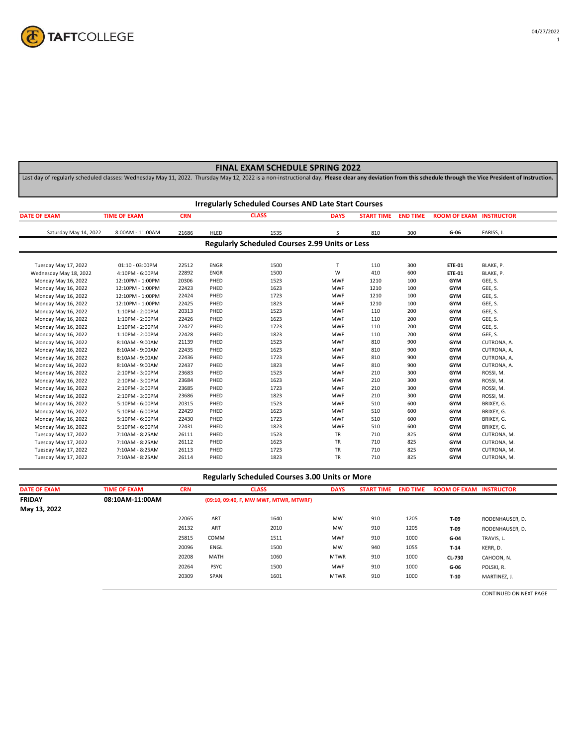TAFTCOLLEGE

04/27/2022

# FINAL EXAM SCHEDULE SPRING 2022

Last day of regularly scheduled classes: Wednesday May 11, 2022. Thursday May 12, 2022 is a non-instructional day. **Please clear any deviation from this schedule through the Vice President of Instruction.**

## Irregularly Scheduled Courses AND Late Start Courses

| DATE OF EXAM | TIME OF EXAM | CRN | CLASS | | DAYS | START TIME | END TIME | ROOM OF EXAM | INSTRUCTOR |
|---|---|---|---|---|---|---|---|---|---|
| Saturday May 14, 2022 | 8:00AM - 11:00AM | 21686 | HLED | 1535 | S | 810 | 300 | **G-06** | FARISS, J. |

## Regularly Scheduled Courses 2.99 Units or Less

| DATE OF EXAM | TIME OF EXAM | CRN | CLASS | | DAYS | START TIME | END TIME | ROOM OF EXAM | INSTRUCTOR |
|---|---|---|---|---|---|---|---|---|---|
| Tuesday May 17, 2022 | 01:10 - 03:00PM | 22512 | ENGR | 1500 | T | 110 | 300 | **ETE-01** | BLAKE, P. |
| Wednesday May 18, 2022 | 4:10PM - 6:00PM | 22892 | ENGR | 1500 | W | 410 | 600 | **ETE-01** | BLAKE, P. |
| Monday May 16, 2022 | 12:10PM - 1:00PM | 20306 | PHED | 1523 | MWF | 1210 | 100 | **GYM** | GEE, S. |
| Monday May 16, 2022 | 12:10PM - 1:00PM | 22423 | PHED | 1623 | MWF | 1210 | 100 | **GYM** | GEE, S. |
| Monday May 16, 2022 | 12:10PM - 1:00PM | 22424 | PHED | 1723 | MWF | 1210 | 100 | **GYM** | GEE, S. |
| Monday May 16, 2022 | 12:10PM - 1:00PM | 22425 | PHED | 1823 | MWF | 1210 | 100 | **GYM** | GEE, S. |
| Monday May 16, 2022 | 1:10PM - 2:00PM | 20313 | PHED | 1523 | MWF | 110 | 200 | **GYM** | GEE, S. |
| Monday May 16, 2022 | 1:10PM - 2:00PM | 22426 | PHED | 1623 | MWF | 110 | 200 | **GYM** | GEE, S. |
| Monday May 16, 2022 | 1:10PM - 2:00PM | 22427 | PHED | 1723 | MWF | 110 | 200 | **GYM** | GEE, S. |
| Monday May 16, 2022 | 1:10PM - 2:00PM | 22428 | PHED | 1823 | MWF | 110 | 200 | **GYM** | GEE, S. |
| Monday May 16, 2022 | 8:10AM - 9:00AM | 21139 | PHED | 1523 | MWF | 810 | 900 | **GYM** | CUTRONA, A. |
| Monday May 16, 2022 | 8:10AM - 9:00AM | 22435 | PHED | 1623 | MWF | 810 | 900 | **GYM** | CUTRONA, A. |
| Monday May 16, 2022 | 8:10AM - 9:00AM | 22436 | PHED | 1723 | MWF | 810 | 900 | **GYM** | CUTRONA, A. |
| Monday May 16, 2022 | 8:10AM - 9:00AM | 22437 | PHED | 1823 | MWF | 810 | 900 | **GYM** | CUTRONA, A. |
| Monday May 16, 2022 | 2:10PM - 3:00PM | 23683 | PHED | 1523 | MWF | 210 | 300 | **GYM** | ROSSI, M. |
| Monday May 16, 2022 | 2:10PM - 3:00PM | 23684 | PHED | 1623 | MWF | 210 | 300 | **GYM** | ROSSI, M. |
| Monday May 16, 2022 | 2:10PM - 3:00PM | 23685 | PHED | 1723 | MWF | 210 | 300 | **GYM** | ROSSI, M. |
| Monday May 16, 2022 | 2:10PM - 3:00PM | 23686 | PHED | 1823 | MWF | 210 | 300 | **GYM** | ROSSI, M. |
| Monday May 16, 2022 | 5:10PM - 6:00PM | 20315 | PHED | 1523 | MWF | 510 | 600 | **GYM** | BRIXEY, G. |
| Monday May 16, 2022 | 5:10PM - 6:00PM | 22429 | PHED | 1623 | MWF | 510 | 600 | **GYM** | BRIXEY, G. |
| Monday May 16, 2022 | 5:10PM - 6:00PM | 22430 | PHED | 1723 | MWF | 510 | 600 | **GYM** | BRIXEY, G. |
| Monday May 16, 2022 | 5:10PM - 6:00PM | 22431 | PHED | 1823 | MWF | 510 | 600 | **GYM** | BRIXEY, G. |
| Tuesday May 17, 2022 | 7:10AM - 8:25AM | 26111 | PHED | 1523 | TR | 710 | 825 | **GYM** | CUTRONA, M. |
| Tuesday May 17, 2022 | 7:10AM - 8:25AM | 26112 | PHED | 1623 | TR | 710 | 825 | **GYM** | CUTRONA, M. |
| Tuesday May 17, 2022 | 7:10AM - 8:25AM | 26113 | PHED | 1723 | TR | 710 | 825 | **GYM** | CUTRONA, M. |
| Tuesday May 17, 2022 | 7:10AM - 8:25AM | 26114 | PHED | 1823 | TR | 710 | 825 | **GYM** | CUTRONA, M. |

## Regularly Scheduled Courses 3.00 Units or More

| DATE OF EXAM | TIME OF EXAM | CRN | CLASS | | DAYS | START TIME | END TIME | ROOM OF EXAM | INSTRUCTOR |
|---|---|---|---|---|---|---|---|---|---|
| **FRIDAY May 13, 2022** | **08:10AM-11:00AM** | | **(09:10, 09:40, F, MW MWF, MTWR, MTWRF)** | | | | | | |
| | | 22065 | ART | 1640 | MW | 910 | 1205 | **T-09** | RODENHAUSER, D. |
| | | 26132 | ART | 2010 | MW | 910 | 1205 | **T-09** | RODENHAUSER, D. |
| | | 25815 | COMM | 1511 | MWF | 910 | 1000 | **G-04** | TRAVIS, L. |
| | | 20096 | ENGL | 1500 | MW | 940 | 1055 | **T-14** | KERR, D. |
| | | 20208 | MATH | 1060 | MTWR | 910 | 1000 | **CL-730** | CAHOON, N. |
| | | 20264 | PSYC | 1500 | MWF | 910 | 1000 | **G-06** | POLSKI, R. |
| | | 20309 | SPAN | 1601 | MTWR | 910 | 1000 | **T-10** | MARTINEZ, J. |

CONTINUED ON NEXT PAGE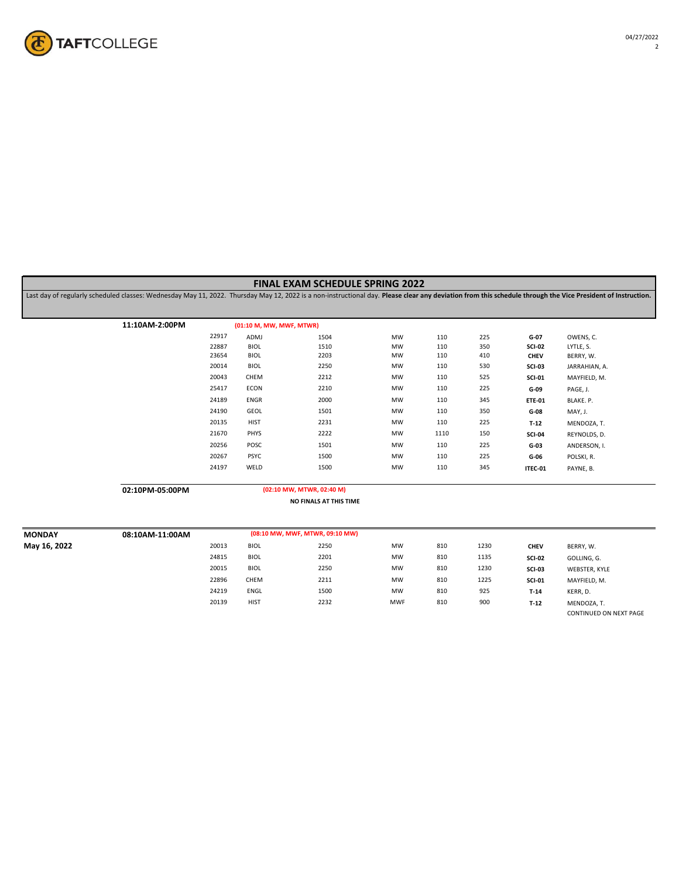# FINAL EXAM SCHEDULE SPRING 2022

Last day of regularly scheduled classes: Wednesday May 11, 2022. Thursday May 12, 2022 is a non-instructional day. **Please clear any deviation from this schedule through the Vice President of Instruction.**

| Day | Exam Time | CRN | Subject | Course | Days | Start | End | Room | Instructor |
|---|---|---|---|---|---|---|---|---|---|
| | **11:10AM-2:00PM** | **(01:10 M, MW, MWF, MTWR)** | | | | | | | |
| | | 22917 | ADMJ | 1504 | MW | 110 | 225 | **G-07** | OWENS, C. |
| | | 22887 | BIOL | 1510 | MW | 110 | 350 | **SCI-02** | LYTLE, S. |
| | | 23654 | BIOL | 2203 | MW | 110 | 410 | **CHEV** | BERRY, W. |
| | | 20014 | BIOL | 2250 | MW | 110 | 530 | **SCI-03** | JARRAHIAN, A. |
| | | 20043 | CHEM | 2212 | MW | 110 | 525 | **SCI-01** | MAYFIELD, M. |
| | | 25417 | ECON | 2210 | MW | 110 | 225 | **G-09** | PAGE, J. |
| | | 24189 | ENGR | 2000 | MW | 110 | 345 | **ETE-01** | BLAKE. P. |
| | | 24190 | GEOL | 1501 | MW | 110 | 350 | **G-08** | MAY, J. |
| | | 20135 | HIST | 2231 | MW | 110 | 225 | **T-12** | MENDOZA, T. |
| | | 21670 | PHYS | 2222 | MW | 1110 | 150 | **SCI-04** | REYNOLDS, D. |
| | | 20256 | POSC | 1501 | MW | 110 | 225 | **G-03** | ANDERSON, I. |
| | | 20267 | PSYC | 1500 | MW | 110 | 225 | **G-06** | POLSKI, R. |
| | | 24197 | WELD | 1500 | MW | 110 | 345 | **ITEC-01** | PAYNE, B. |
| | **02:10PM-05:00PM** | **(02:10 MW, MTWR, 02:40 M)** | | | | | | | |
| | | **NO FINALS AT THIS TIME** | | | | | | | |
| **MONDAY May 16, 2022** | **08:10AM-11:00AM** | **(08:10 MW, MWF, MTWR, 09:10 MW)** | | | | | | | |
| | | 20013 | BIOL | 2250 | MW | 810 | 1230 | **CHEV** | BERRY, W. |
| | | 24815 | BIOL | 2201 | MW | 810 | 1135 | **SCI-02** | GOLLING, G. |
| | | 20015 | BIOL | 2250 | MW | 810 | 1230 | **SCI-03** | WEBSTER, KYLE |
| | | 22896 | CHEM | 2211 | MW | 810 | 1225 | **SCI-01** | MAYFIELD, M. |
| | | 24219 | ENGL | 1500 | MW | 810 | 925 | **T-14** | KERR, D. |
| | | 20139 | HIST | 2232 | MWF | 810 | 900 | **T-12** | MENDOZA, T. |

CONTINUED ON NEXT PAGE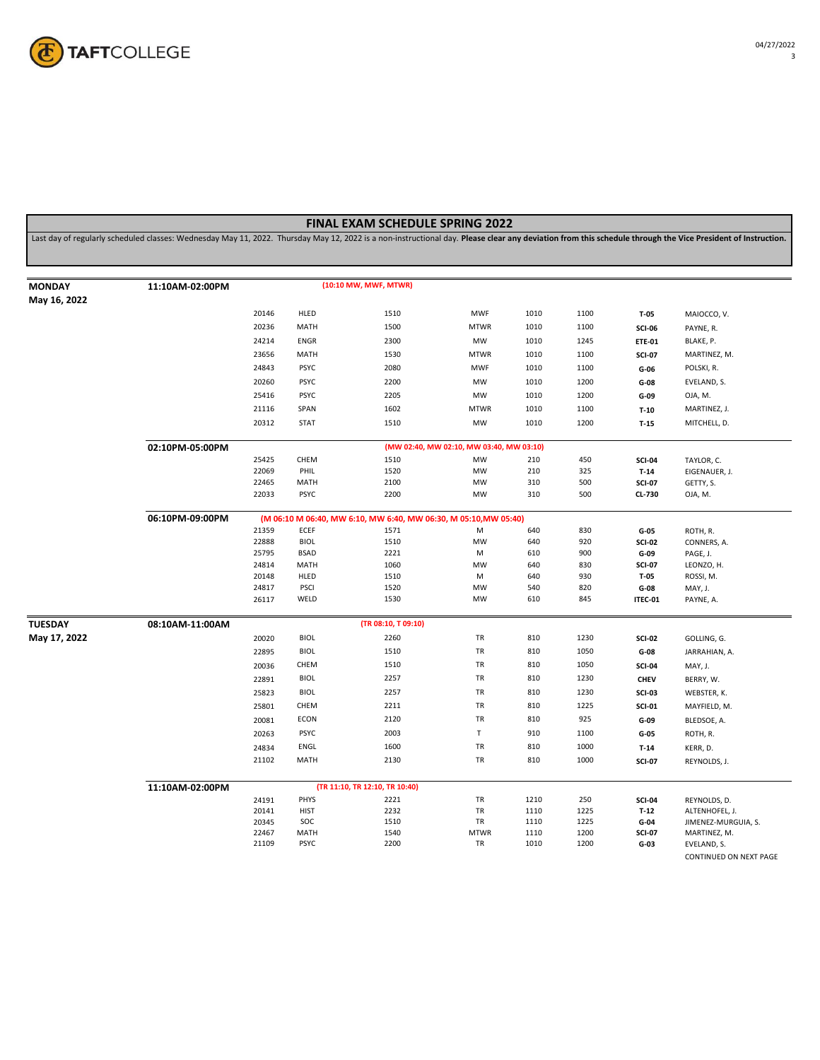# FINAL EXAM SCHEDULE SPRING 2022

Last day of regularly scheduled classes: Wednesday May 11, 2022. Thursday May 12, 2022 is a non-instructional day. **Please clear any deviation from this schedule through the Vice President of Instruction.**

| Day | Exam Time | CRN | Subject | Course | Days | Start | End | Room | Instructor |
|---|---|---|---|---|---|---|---|---|---|
| **MONDAY May 16, 2022** | **11:10AM-02:00PM** | (10:10 MW, MWF, MTWR) | | | | | | | |
| | | 20146 | HLED | 1510 | MWF | 1010 | 1100 | **T-05** | MAIOCCO, V. |
| | | 20236 | MATH | 1500 | MTWR | 1010 | 1100 | **SCI-06** | PAYNE, R. |
| | | 24214 | ENGR | 2300 | MW | 1010 | 1245 | **ETE-01** | BLAKE, P. |
| | | 23656 | MATH | 1530 | MTWR | 1010 | 1100 | **SCI-07** | MARTINEZ, M. |
| | | 24843 | PSYC | 2080 | MWF | 1010 | 1100 | **G-06** | POLSKI, R. |
| | | 20260 | PSYC | 2200 | MW | 1010 | 1200 | **G-08** | EVELAND, S. |
| | | 25416 | PSYC | 2205 | MW | 1010 | 1200 | **G-09** | OJA, M. |
| | | 21116 | SPAN | 1602 | MTWR | 1010 | 1100 | **T-10** | MARTINEZ, J. |
| | | 20312 | STAT | 1510 | MW | 1010 | 1200 | **T-15** | MITCHELL, D. |
| | **02:10PM-05:00PM** | (MW 02:40, MW 02:10, MW 03:40, MW 03:10) | | | | | | | |
| | | 25425 | CHEM | 1510 | MW | 210 | 450 | **SCI-04** | TAYLOR, C. |
| | | 22069 | PHIL | 1520 | MW | 210 | 325 | **T-14** | EIGENAUER, J. |
| | | 22465 | MATH | 2100 | MW | 310 | 500 | **SCI-07** | GETTY, S. |
| | | 22033 | PSYC | 2200 | MW | 310 | 500 | **CL-730** | OJA, M. |
| | **06:10PM-09:00PM** | (M 06:10 M 06:40, MW 6:10, MW 6:40, MW 06:30, M 05:10,MW 05:40) | | | | | | | |
| | | 21359 | ECEF | 1571 | M | 640 | 830 | **G-05** | ROTH, R. |
| | | 22888 | BIOL | 1510 | MW | 640 | 920 | **SCI-02** | CONNERS, A. |
| | | 25795 | BSAD | 2221 | M | 610 | 900 | **G-09** | PAGE, J. |
| | | 24814 | MATH | 1060 | MW | 640 | 830 | **SCI-07** | LEONZO, H. |
| | | 20148 | HLED | 1510 | M | 640 | 930 | **T-05** | ROSSI, M. |
| | | 24817 | PSCI | 1520 | MW | 540 | 820 | **G-08** | MAY, J. |
| | | 26117 | WELD | 1530 | MW | 610 | 845 | **ITEC-01** | PAYNE, A. |
| **TUESDAY May 17, 2022** | **08:10AM-11:00AM** | (TR 08:10, T 09:10) | | | | | | | |
| | | 20020 | BIOL | 2260 | TR | 810 | 1230 | **SCI-02** | GOLLING, G. |
| | | 22895 | BIOL | 1510 | TR | 810 | 1050 | **G-08** | JARRAHIAN, A. |
| | | 20036 | CHEM | 1510 | TR | 810 | 1050 | **SCI-04** | MAY, J. |
| | | 22891 | BIOL | 2257 | TR | 810 | 1230 | **CHEV** | BERRY, W. |
| | | 25823 | BIOL | 2257 | TR | 810 | 1230 | **SCI-03** | WEBSTER, K. |
| | | 25801 | CHEM | 2211 | TR | 810 | 1225 | **SCI-01** | MAYFIELD, M. |
| | | 20081 | ECON | 2120 | TR | 810 | 925 | **G-09** | BLEDSOE, A. |
| | | 20263 | PSYC | 2003 | T | 910 | 1100 | **G-05** | ROTH, R. |
| | | 24834 | ENGL | 1600 | TR | 810 | 1000 | **T-14** | KERR, D. |
| | | 21102 | MATH | 2130 | TR | 810 | 1000 | **SCI-07** | REYNOLDS, J. |
| | **11:10AM-02:00PM** | (TR 11:10, TR 12:10, TR 10:40) | | | | | | | |
| | | 24191 | PHYS | 2221 | TR | 1210 | 250 | **SCI-04** | REYNOLDS, D. |
| | | 20141 | HIST | 2232 | TR | 1110 | 1225 | **T-12** | ALTENHOFEL, J. |
| | | 20345 | SOC | 1510 | TR | 1110 | 1225 | **G-04** | JIMENEZ-MURGUIA, S. |
| | | 22467 | MATH | 1540 | MTWR | 1110 | 1200 | **SCI-07** | MARTINEZ, M. |
| | | 21109 | PSYC | 2200 | TR | 1010 | 1200 | **G-03** | EVELAND, S. |

CONTINUED ON NEXT PAGE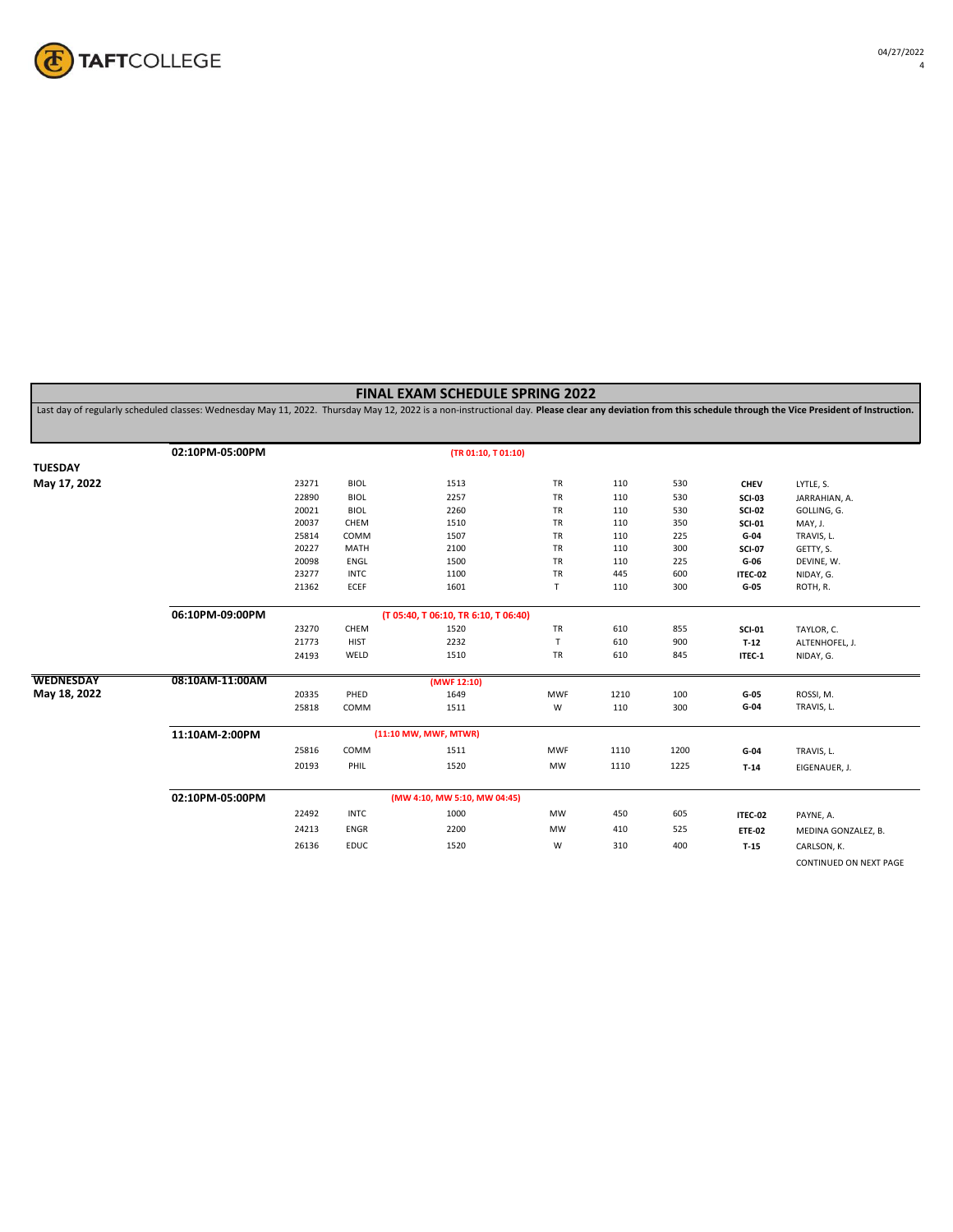## FINAL EXAM SCHEDULE SPRING 2022

Last day of regularly scheduled classes: Wednesday May 11, 2022. Thursday May 12, 2022 is a non-instructional day. **Please clear any deviation from this schedule through the Vice President of Instruction.**

| Day | Exam Time | CRN | Subject | Course | Days | Start | End | Room | Instructor |
|---|---|---|---|---|---|---|---|---|---|
| **TUESDAY May 17, 2022** | **02:10PM-05:00PM** | | | **(TR 01:10, T 01:10)** | | | | | |
| | | 23271 | BIOL | 1513 | TR | 110 | 530 | **CHEV** | LYTLE, S. |
| | | 22890 | BIOL | 2257 | TR | 110 | 530 | **SCI-03** | JARRAHIAN, A. |
| | | 20021 | BIOL | 2260 | TR | 110 | 530 | **SCI-02** | GOLLING, G. |
| | | 20037 | CHEM | 1510 | TR | 110 | 350 | **SCI-01** | MAY, J. |
| | | 25814 | COMM | 1507 | TR | 110 | 225 | **G-04** | TRAVIS, L. |
| | | 20227 | MATH | 2100 | TR | 110 | 300 | **SCI-07** | GETTY, S. |
| | | 20098 | ENGL | 1500 | TR | 110 | 225 | **G-06** | DEVINE, W. |
| | | 23277 | INTC | 1100 | TR | 445 | 600 | **ITEC-02** | NIDAY, G. |
| | | 21362 | ECEF | 1601 | T | 110 | 300 | **G-05** | ROTH, R. |
| | **06:10PM-09:00PM** | | | **(T 05:40, T 06:10, TR 6:10, T 06:40)** | | | | | |
| | | 23270 | CHEM | 1520 | TR | 610 | 855 | **SCI-01** | TAYLOR, C. |
| | | 21773 | HIST | 2232 | T | 610 | 900 | **T-12** | ALTENHOFEL, J. |
| | | 24193 | WELD | 1510 | TR | 610 | 845 | **ITEC-1** | NIDAY, G. |
| **WEDNESDAY May 18, 2022** | **08:10AM-11:00AM** | | | **(MWF 12:10)** | | | | | |
| | | 20335 | PHED | 1649 | MWF | 1210 | 100 | **G-05** | ROSSI, M. |
| | | 25818 | COMM | 1511 | W | 110 | 300 | **G-04** | TRAVIS, L. |
| | **11:10AM-2:00PM** | | | **(11:10 MW, MWF, MTWR)** | | | | | |
| | | 25816 | COMM | 1511 | MWF | 1110 | 1200 | **G-04** | TRAVIS, L. |
| | | 20193 | PHIL | 1520 | MW | 1110 | 1225 | **T-14** | EIGENAUER, J. |
| | **02:10PM-05:00PM** | | | **(MW 4:10, MW 5:10, MW 04:45)** | | | | | |
| | | 22492 | INTC | 1000 | MW | 450 | 605 | **ITEC-02** | PAYNE, A. |
| | | 24213 | ENGR | 2200 | MW | 410 | 525 | **ETE-02** | MEDINA GONZALEZ, B. |
| | | 26136 | EDUC | 1520 | W | 310 | 400 | **T-15** | CARLSON, K. |

CONTINUED ON NEXT PAGE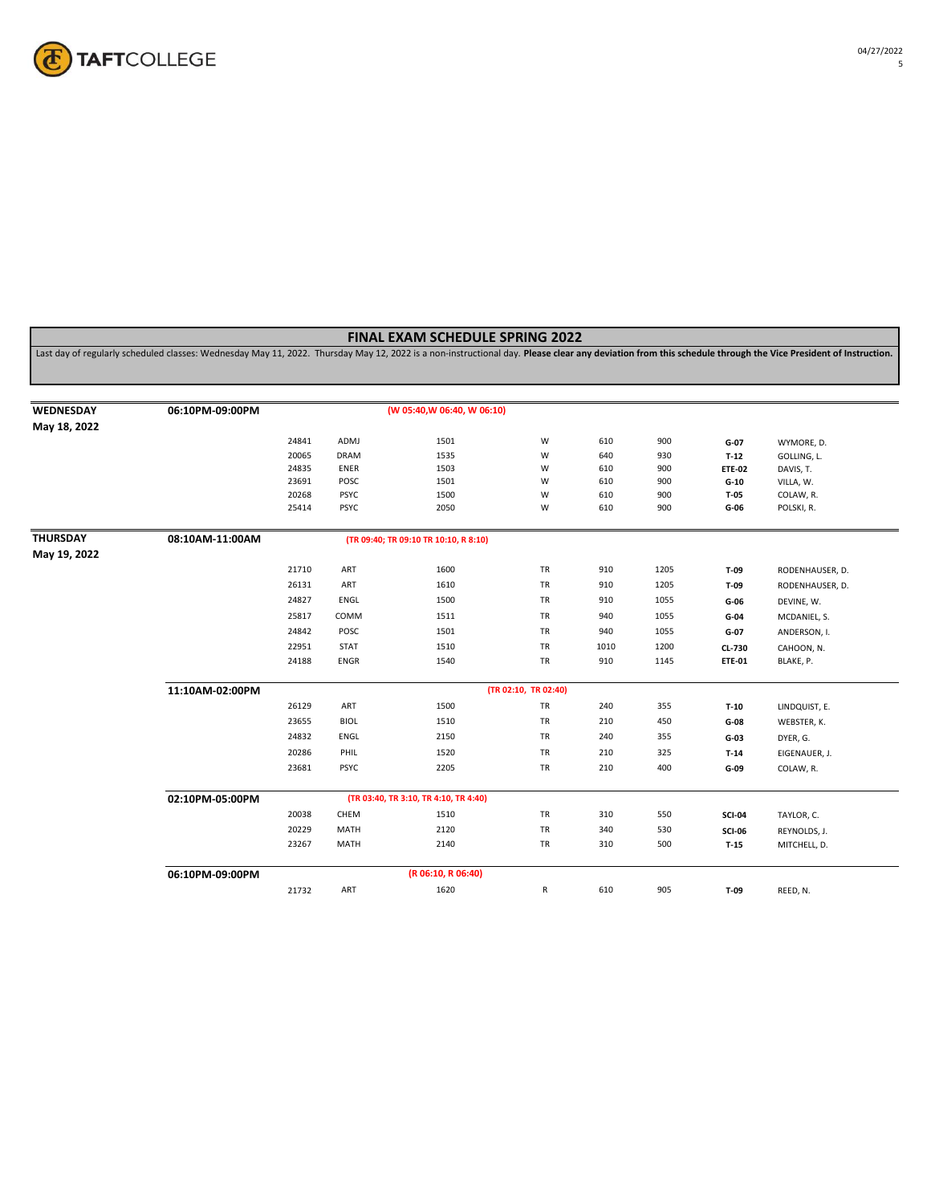TAFTCOLLEGE

## FINAL EXAM SCHEDULE SPRING 2022

Last day of regularly scheduled classes: Wednesday May 11, 2022. Thursday May 12, 2022 is a non-instructional day. **Please clear any deviation from this schedule through the Vice President of Instruction.**

| | | | | | | | | | |
|---|---|---|---|---|---|---|---|---|---|
| **WEDNESDAY May 18, 2022** | **06:10PM-09:00PM** | | | (W 05:40,W 06:40, W 06:10) | | | | | |
| | | 24841 | ADMJ | 1501 | W | 610 | 900 | **G-07** | WYMORE, D. |
| | | 20065 | DRAM | 1535 | W | 640 | 930 | **T-12** | GOLLING, L. |
| | | 24835 | ENER | 1503 | W | 610 | 900 | **ETE-02** | DAVIS, T. |
| | | 23691 | POSC | 1501 | W | 610 | 900 | **G-10** | VILLA, W. |
| | | 20268 | PSYC | 1500 | W | 610 | 900 | **T-05** | COLAW, R. |
| | | 25414 | PSYC | 2050 | W | 610 | 900 | **G-06** | POLSKI, R. |
| **THURSDAY May 19, 2022** | **08:10AM-11:00AM** | | | (TR 09:40; TR 09:10 TR 10:10, R 8:10) | | | | | |
| | | 21710 | ART | 1600 | TR | 910 | 1205 | **T-09** | RODENHAUSER, D. |
| | | 26131 | ART | 1610 | TR | 910 | 1205 | **T-09** | RODENHAUSER, D. |
| | | 24827 | ENGL | 1500 | TR | 910 | 1055 | **G-06** | DEVINE, W. |
| | | 25817 | COMM | 1511 | TR | 940 | 1055 | **G-04** | MCDANIEL, S. |
| | | 24842 | POSC | 1501 | TR | 940 | 1055 | **G-07** | ANDERSON, I. |
| | | 22951 | STAT | 1510 | TR | 1010 | 1200 | **CL-730** | CAHOON, N. |
| | | 24188 | ENGR | 1540 | TR | 910 | 1145 | **ETE-01** | BLAKE, P. |
| | **11:10AM-02:00PM** | | | | (TR 02:10, TR 02:40) | | | | |
| | | 26129 | ART | 1500 | TR | 240 | 355 | **T-10** | LINDQUIST, E. |
| | | 23655 | BIOL | 1510 | TR | 210 | 450 | **G-08** | WEBSTER, K. |
| | | 24832 | ENGL | 2150 | TR | 240 | 355 | **G-03** | DYER, G. |
| | | 20286 | PHIL | 1520 | TR | 210 | 325 | **T-14** | EIGENAUER, J. |
| | | 23681 | PSYC | 2205 | TR | 210 | 400 | **G-09** | COLAW, R. |
| | **02:10PM-05:00PM** | | | (TR 03:40, TR 3:10, TR 4:10, TR 4:40) | | | | | |
| | | 20038 | CHEM | 1510 | TR | 310 | 550 | **SCI-04** | TAYLOR, C. |
| | | 20229 | MATH | 2120 | TR | 340 | 530 | **SCI-06** | REYNOLDS, J. |
| | | 23267 | MATH | 2140 | TR | 310 | 500 | **T-15** | MITCHELL, D. |
| | **06:10PM-09:00PM** | | | (R 06:10, R 06:40) | | | | | |
| | | 21732 | ART | 1620 | R | 610 | 905 | **T-09** | REED, N. |